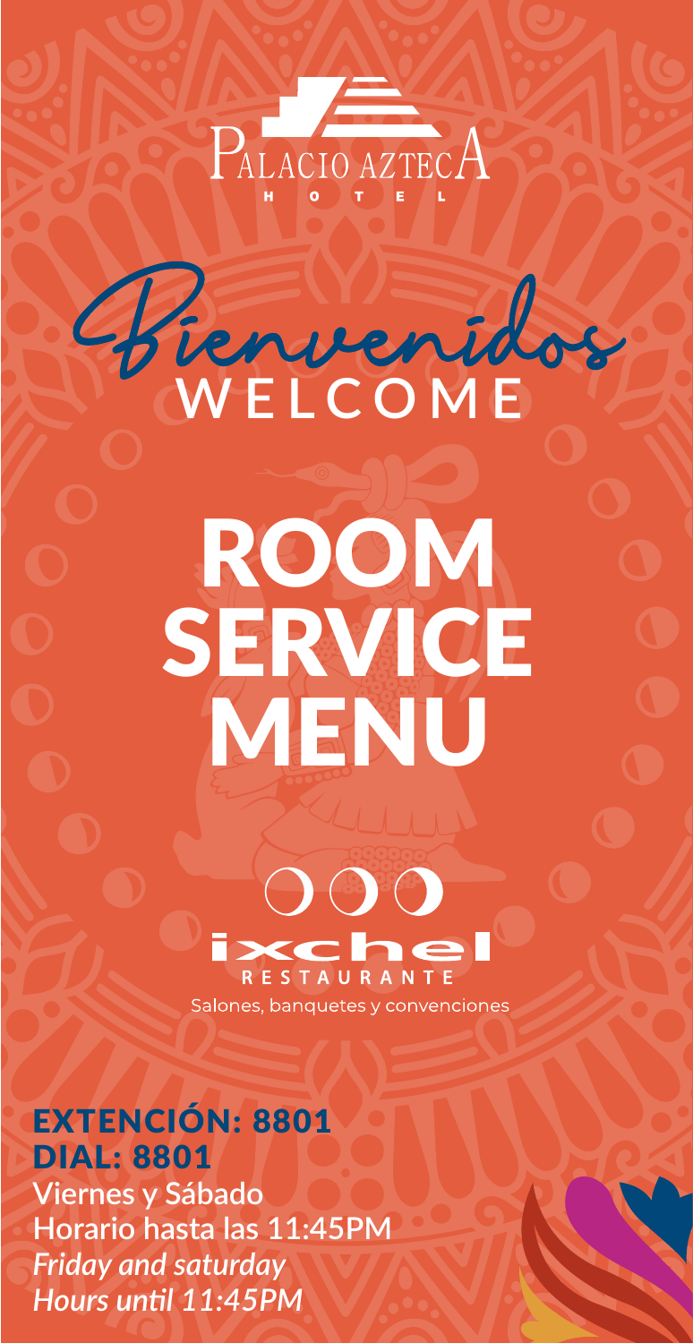Palacio Azteca

HOTEL

Bienvenidos

WELCOME

# ROOM SERVICE MENU

ixchel

RESTAURANTE

Salones, banquetes y convenciones

**EXTENCIÓN: 8801**

**DIAL: 8801**

**Viernes y Sábado**

**Horario hasta las 11:45PM**

***Friday and saturday***

***Hours until 11:45PM***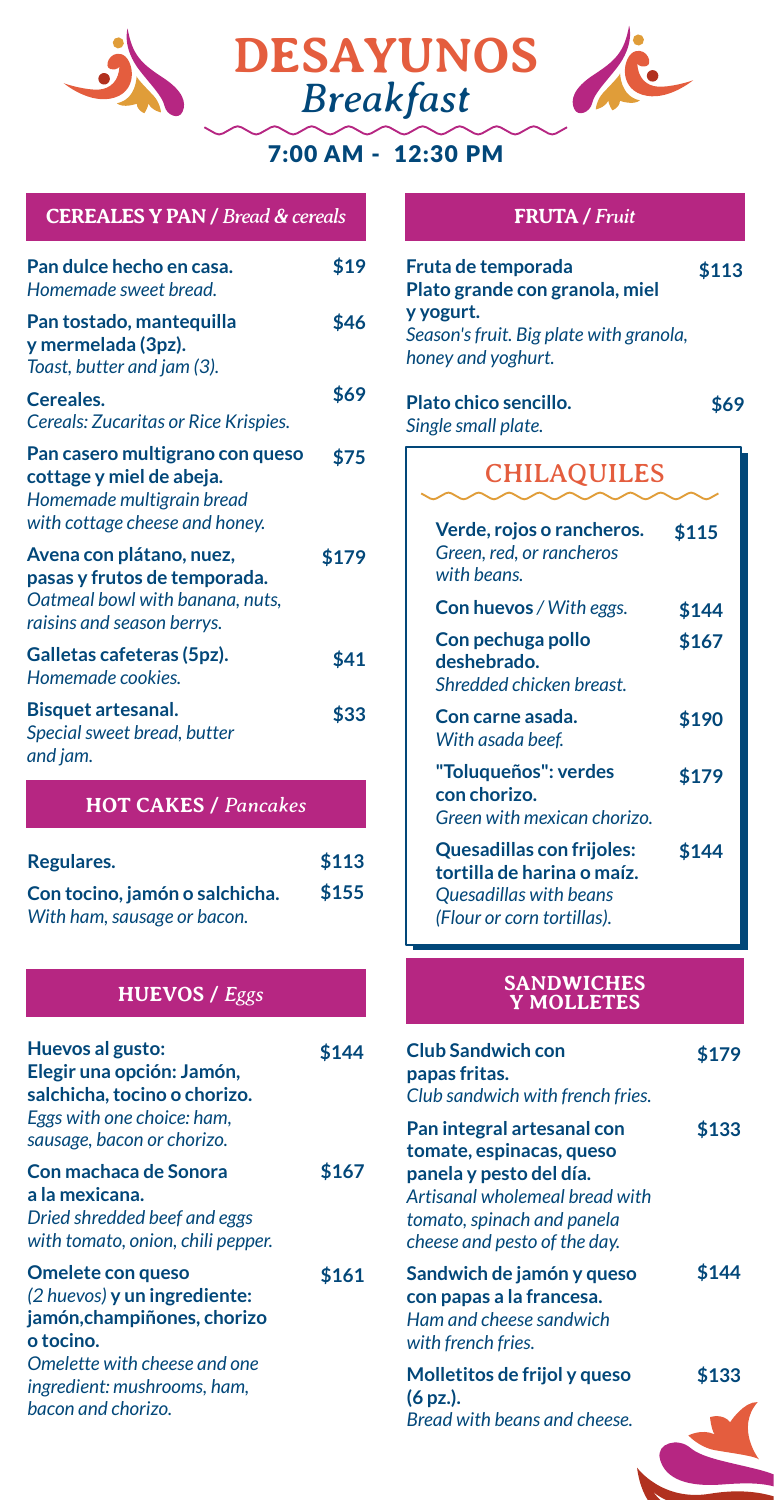# DESAYUNOS
## *Breakfast*

**7:00 AM - 12:30 PM**

### CEREALES Y PAN / *Bread & cereals*

| | |
|---|---|
| **Pan dulce hecho en casa.** *Homemade sweet bread.* | **$19** |
| **Pan tostado, mantequilla y mermelada (3pz).** *Toast, butter and jam (3).* | **$46** |
| **Cereales.** *Cereals: Zucaritas or Rice Krispies.* | **$69** |
| **Pan casero multigrano con queso cottage y miel de abeja.** *Homemade multigrain bread with cottage cheese and honey.* | **$75** |
| **Avena con plátano, nuez, pasas y frutos de temporada.** *Oatmeal bowl with banana, nuts, raisins and season berrys.* | **$179** |
| **Galletas cafeteras (5pz).** *Homemade cookies.* | **$41** |
| **Bisquet artesanal.** *Special sweet bread, butter and jam.* | **$33** |

### HOT CAKES / *Pancakes*

| | |
|---|---|
| **Regulares.** | **$113** |
| **Con tocino, jamón o salchicha.** *With ham, sausage or bacon.* | **$155** |

### HUEVOS / *Eggs*

| | |
|---|---|
| **Huevos al gusto: Elegir una opción: Jamón, salchicha, tocino o chorizo.** *Eggs with one choice: ham, sausage, bacon or chorizo.* | **$144** |
| **Con machaca de Sonora a la mexicana.** *Dried shredded beef and eggs with tomato, onion, chili pepper.* | **$167** |
| **Omelete con queso** *(2 huevos)* **y un ingrediente: jamón,champiñones, chorizo o tocino.** *Omelette with cheese and one ingredient: mushrooms, ham, bacon and chorizo.* | **$161** |

### FRUTA / *Fruit*

| | |
|---|---|
| **Fruta de temporada Plato grande con granola, miel y yogurt.** *Season's fruit. Big plate with granola, honey and yoghurt.* | **$113** |
| **Plato chico sencillo.** *Single small plate.* | **$69** |

### CHILAQUILES

| | |
|---|---|
| **Verde, rojos o rancheros.** *Green, red, or rancheros with beans.* | **$115** |
| **Con huevos** */ With eggs.* | **$144** |
| **Con pechuga pollo deshebrado.** *Shredded chicken breast.* | **$167** |
| **Con carne asada.** *With asada beef.* | **$190** |
| **"Toluqueños": verdes con chorizo.** *Green with mexican chorizo.* | **$179** |
| **Quesadillas con frijoles: tortilla de harina o maíz.** *Quesadillas with beans (Flour or corn tortillas).* | **$144** |

### SANDWICHES Y MOLLETES

| | |
|---|---|
| **Club Sandwich con papas fritas.** *Club sandwich with french fries.* | **$179** |
| **Pan integral artesanal con tomate, espinacas, queso panela y pesto del día.** *Artisanal wholemeal bread with tomato, spinach and panela cheese and pesto of the day.* | **$133** |
| **Sandwich de jamón y queso con papas a la francesa.** *Ham and cheese sandwich with french fries.* | **$144** |
| **Molletitos de frijol y queso (6 pz.).** *Bread with beans and cheese.* | **$133** |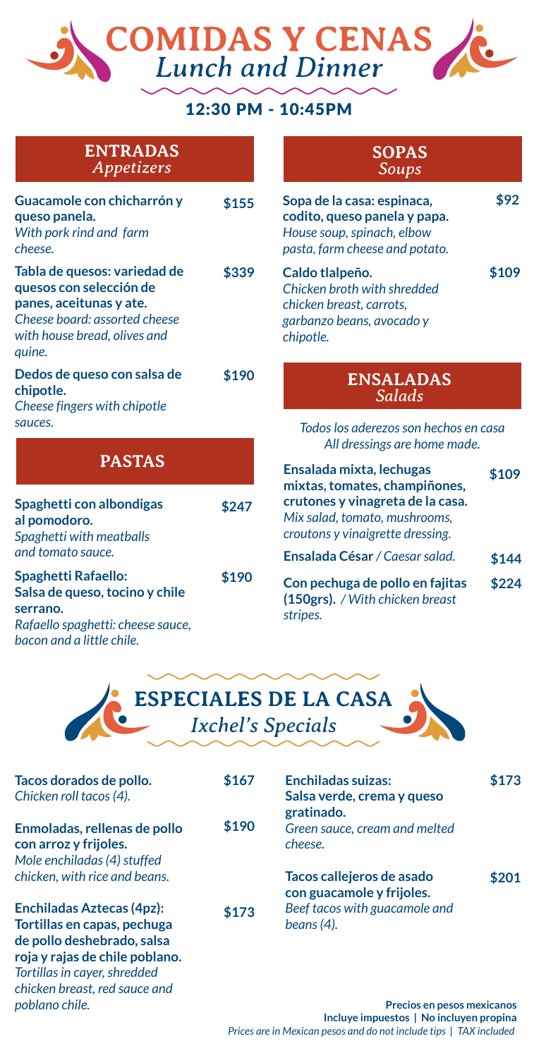# COMIDAS Y CENAS
*Lunch and Dinner*

**12:30 PM - 10:45PM**

## ENTRADAS
*Appetizers*

**Guacamole con chicharrón y queso panela.** **$155**
*With pork rind and farm cheese.*

**Tabla de quesos: variedad de quesos con selección de panes, aceitunas y ate.** **$339**
*Cheese board: assorted cheese with house bread, olives and quine.*

**Dedos de queso con salsa de chipotle.** **$190**
*Cheese fingers with chipotle sauces.*

## PASTAS

**Spaghetti con albondigas al pomodoro.** **$247**
*Spaghetti with meatballs and tomato sauce.*

**Spaghetti Rafaello: Salsa de queso, tocino y chile serrano.** **$190**
*Rafaello spaghetti: cheese sauce, bacon and a little chile.*

## SOPAS
*Soups*

**Sopa de la casa: espinaca, codito, queso panela y papa.** **$92**
*House soup, spinach, elbow pasta, farm cheese and potato.*

**Caldo tlalpeño.** **$109**
*Chicken broth with shredded chicken breast, carrots, garbanzo beans, avocado y chipotle.*

## ENSALADAS
*Salads*

*Todos los aderezos son hechos en casa*
*All dressings are home made.*

**Ensalada mixta, lechugas mixtas, tomates, champiñones, crutones y vinagreta de la casa.** **$109**
*Mix salad, tomato, mushrooms, croutons y vinaigrette dressing.*

**Ensalada César** / *Caesar salad.* **$144**

**Con pechuga de pollo en fajitas (150grs).** / *With chicken breast stripes.* **$224**

# ESPECIALES DE LA CASA
*Ixchel's Specials*

**Tacos dorados de pollo.** **$167**
*Chicken roll tacos (4).*

**Enmoladas, rellenas de pollo con arroz y frijoles.** **$190**
*Mole enchiladas (4) stuffed chicken, with rice and beans.*

**Enchiladas Aztecas (4pz): Tortillas en capas, pechuga de pollo deshebrado, salsa roja y rajas de chile poblano.** **$173**
*Tortillas in cayer, shredded chicken breast, red sauce and poblano chile.*

**Enchiladas suizas: Salsa verde, crema y queso gratinado.** **$173**
*Green sauce, cream and melted cheese.*

**Tacos callejeros de asado con guacamole y frijoles.** **$201**
*Beef tacos with guacamole and beans (4).*

**Precios en pesos mexicanos**
**Incluye impuestos | No incluyen propina**
*Prices are in Mexican pesos and do not include tips | TAX included*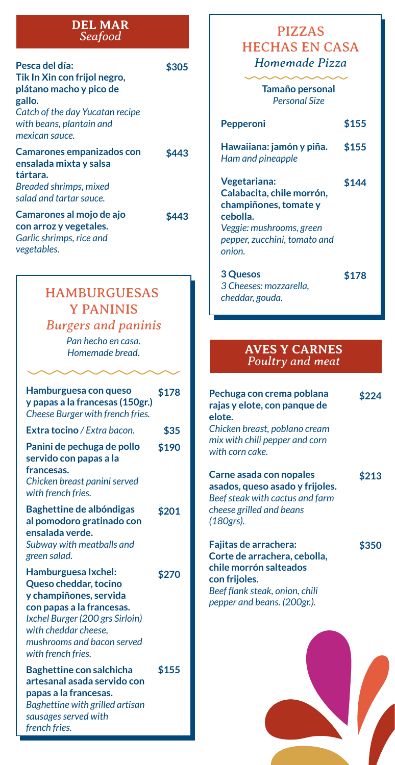## DEL MAR
*Seafood*

**Pesca del día: Tik In Xin con frijol negro, plátano macho y pico de gallo.** — $305
*Catch of the day Yucatan recipe with beans, plantain and mexican sauce.*

**Camarones empanizados con ensalada mixta y salsa tártara.** — $443
*Breaded shrimps, mixed salad and tartar sauce.*

**Camarones al mojo de ajo con arroz y vegetales.** — $443
*Garlic shrimps, rice and vegetables.*

## HAMBURGUESAS Y PANINIS
*Burgers and paninis*

*Pan hecho en casa.*
*Homemade bread.*

**Hamburguesa con queso y papas a la francesas (150gr.)** — $178
*Cheese Burger with french fries.*

**Extra tocino** / *Extra bacon.* — $35

**Panini de pechuga de pollo servido con papas a la francesas.** — $190
*Chicken breast panini served with french fries.*

**Baghettine de albóndigas al pomodoro gratinado con ensalada verde.** — $201
*Subway with meatballs and green salad.*

**Hamburguesa Ixchel: Queso cheddar, tocino y champiñones, servida con papas a la francesas.** — $270
*Ixchel Burger (200 grs Sirloin) with cheddar cheese, mushrooms and bacon served with french fries.*

**Baghettine con salchicha artesanal asada servido con papas a la francesas.** — $155
*Baghettine with grilled artisan sausages served with french fries.*

## PIZZAS HECHAS EN CASA
*Homemade Pizza*

**Tamaño personal**
*Personal Size*

**Pepperoni** — $155

**Hawaiiana: jamón y piña.** — $155
*Ham and pineapple*

**Vegetariana: Calabacita, chile morrón, champiñones, tomate y cebolla.** — $144
*Veggie: mushrooms, green pepper, zucchini, tomato and onion.*

**3 Quesos** — $178
*3 Cheeses: mozzarella, cheddar, gouda.*

## AVES Y CARNES
*Poultry and meat*

**Pechuga con crema poblana rajas y elote, con panque de elote.** — $224
*Chicken breast, poblano cream mix with chili pepper and corn with corn cake.*

**Carne asada con nopales asados, queso asado y frijoles.** — $213
*Beef steak with cactus and farm cheese grilled and beans (180grs).*

**Fajitas de arrachera: Corte de arrachera, cebolla, chile morrón salteados con frijoles.** — $350
*Beef flank steak, onion, chili pepper and beans. (200gr.).*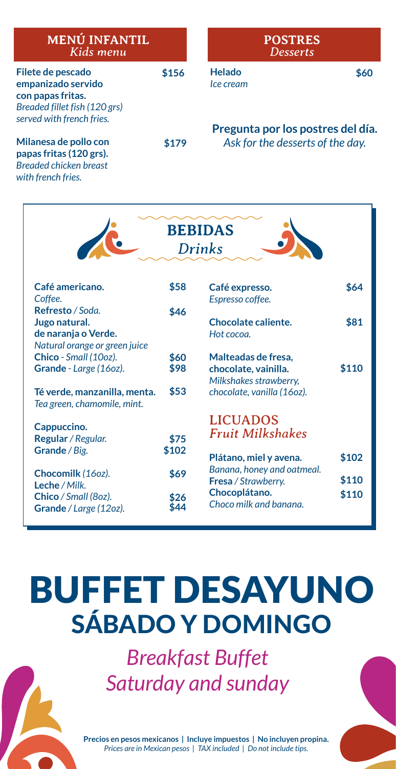## MENÚ INFANTIL
*Kids menu*

**Filete de pescado empanizado servido con papas fritas.** — **$156**
*Breaded fillet fish (120 grs) served with french fries.*

**Milanesa de pollo con papas fritas (120 grs).** — **$179**
*Breaded chicken breast with french fries.*

## POSTRES
*Desserts*

**Helado** — **$60**
*Ice cream*

**Pregunta por los postres del día.**
*Ask for the desserts of the day.*

## BEBIDAS
*Drinks*

**Café americano.** — **$58**
*Coffee.*

**Refresto** / *Soda.* — **$46**

**Jugo natural. de naranja o Verde.**
*Natural orange or green juice*
- **Chico** - *Small (10oz).* — **$60**
- **Grande** - *Large (16oz).* — **$98**

**Té verde, manzanilla, menta.** — **$53**
*Tea green, chamomile, mint.*

**Cappuccino.**
- **Regular** / *Regular.* — **$75**
- **Grande** / *Big.* — **$102**

**Chocomilk** *(16oz).* — **$69**

**Leche** / *Milk.*
- **Chico** / *Small (8oz).* — **$26**
- **Grande** / *Large (12oz).* — **$44**

**Café expresso.** — **$64**
*Espresso coffee.*

**Chocolate caliente.** — **$81**
*Hot cocoa.*

**Malteadas de fresa, chocolate, vainilla.** — **$110**
*Milkshakes strawberry, chocolate, vanilla (16oz).*

### LICUADOS
*Fruit Milkshakes*

**Plátano, miel y avena.** — **$102**
*Banana, honey and oatmeal.*

**Fresa** / *Strawberry.* — **$110**

**Chocoplátano.** — **$110**
*Choco milk and banana.*

# BUFFET DESAYUNO
## SÁBADO Y DOMINGO

*Breakfast Buffet*
*Saturday and sunday*

**Precios en pesos mexicanos | Incluye impuestos | No incluyen propina.**
*Prices are in Mexican pesos | TAX included | Do not include tips.*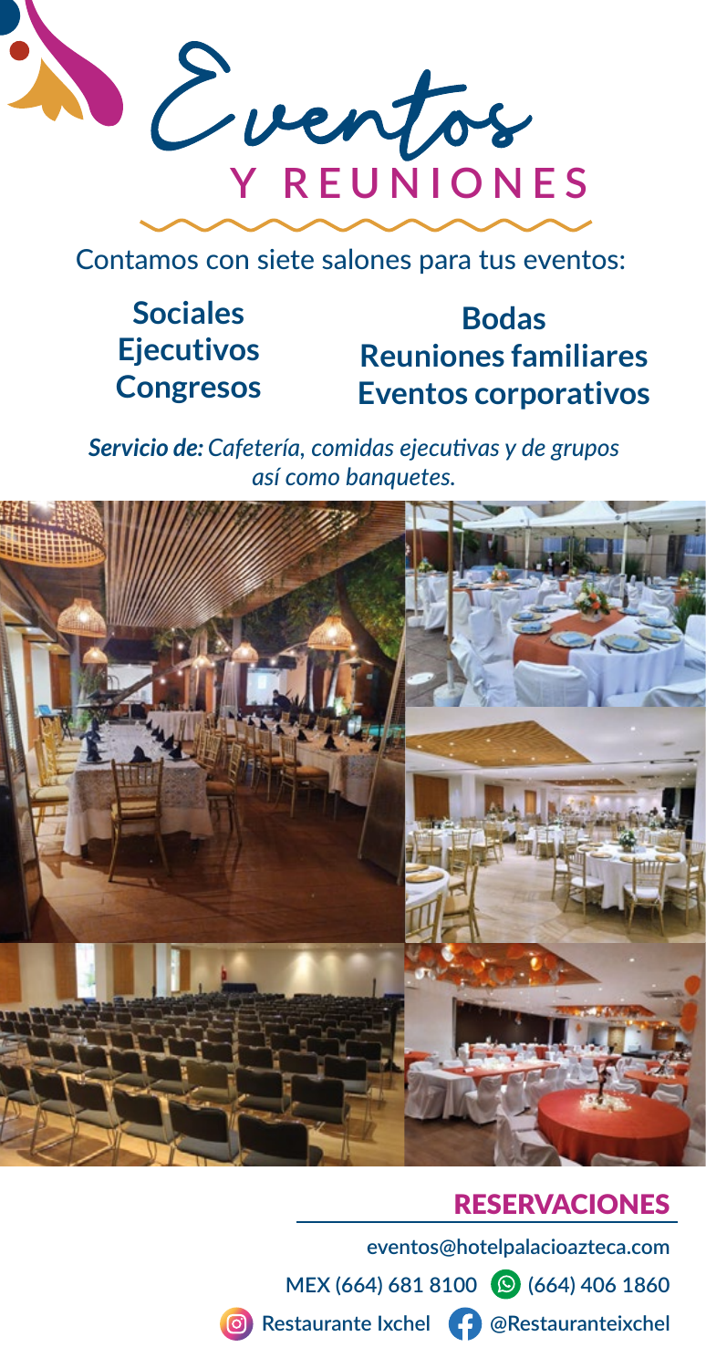# Eventos
## Y REUNIONES

Contamos con siete salones para tus eventos:

**Sociales**
**Ejecutivos**
**Congresos**

**Bodas**
**Reuniones familiares**
**Eventos corporativos**

***Servicio de:*** *Cafetería, comidas ejecutivas y de grupos así como banquetes.*

## RESERVACIONES

eventos@hotelpalacioazteca.com

MEX (664) 681 8100 (664) 406 1860

Restaurante Ixchel @Restauranteixchel